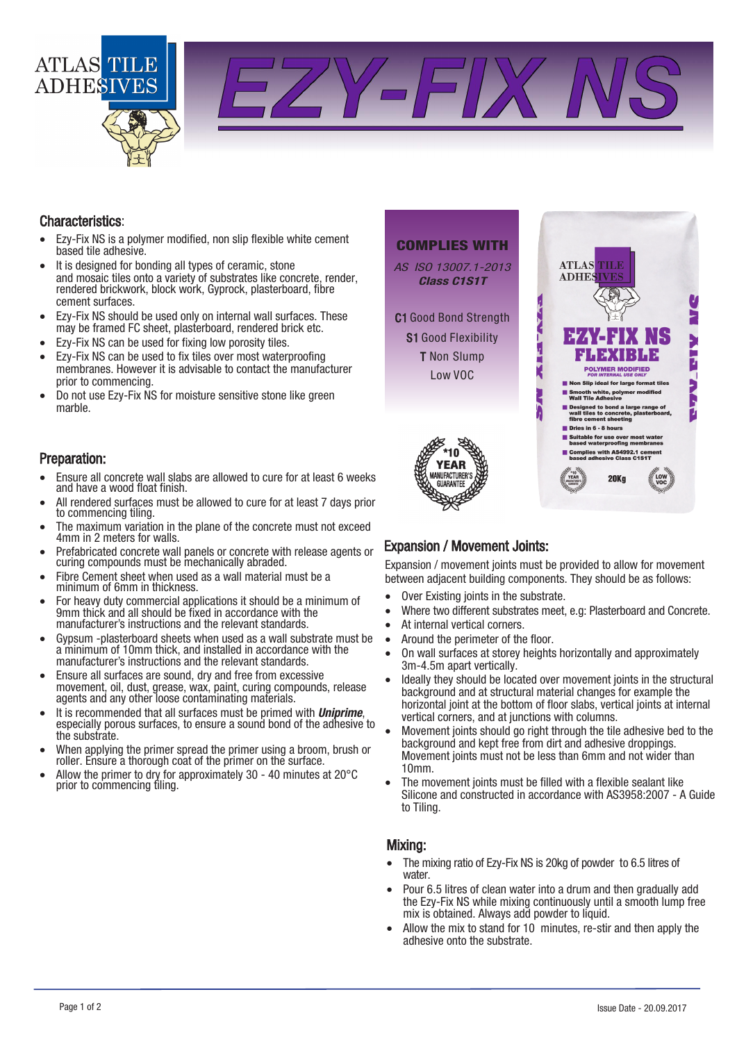ATLAS TILE ADHESIVES

# EZY-FIX NS

## Characteristics:

- Ezy-Fix NS is a polymer modified, non slip flexible white cement based tile adhesive.
- It is designed for bonding all types of ceramic, stone and mosaic tiles onto a variety of substrates like concrete, render, rendered brickwork, block work, Gyprock, plasterboard, fibre cement surfaces.
- Ezy-Fix NS should be used only on internal wall surfaces. These may be framed FC sheet, plasterboard, rendered brick etc.
- Ezy-Fix NS can be used for fixing low porosity tiles.
- Ezy-Fix NS can be used to fix tiles over most waterproofing membranes. However it is advisable to contact the manufacturer prior to commencing.
- Do not use Ezy-Fix NS for moisture sensitive stone like green marble.

**COMPLIES WITH**

*AS ISO 13007.1-2013*
***Class C1S1T***

**C1** Good Bond Strength
**S1** Good Flexibility
**T** Non Slump
Low VOC

*10 YEAR MANUFACTURER'S GUARANTEE

## Preparation:

- Ensure all concrete wall slabs are allowed to cure for at least 6 weeks and have a wood float finish.
- All rendered surfaces must be allowed to cure for at least 7 days prior to commencing tiling.
- The maximum variation in the plane of the concrete must not exceed 4mm in 2 meters for walls.
- Prefabricated concrete wall panels or concrete with release agents or curing compounds must be mechanically abraded.
- Fibre Cement sheet when used as a wall material must be a minimum of 6mm in thickness.
- For heavy duty commercial applications it should be a minimum of 9mm thick and all should be fixed in accordance with the manufacturer's instructions and the relevant standards.
- Gypsum -plasterboard sheets when used as a wall substrate must be a minimum of 10mm thick, and installed in accordance with the manufacturer's instructions and the relevant standards.
- Ensure all surfaces are sound, dry and free from excessive movement, oil, dust, grease, wax, paint, curing compounds, release agents and any other loose contaminating materials.
- It is recommended that all surfaces must be primed with ***Uniprime***, especially porous surfaces, to ensure a sound bond of the adhesive to the substrate.
- When applying the primer spread the primer using a broom, brush or roller. Ensure a thorough coat of the primer on the surface.
- Allow the primer to dry for approximately 30 - 40 minutes at 20°C prior to commencing tiling.

## Expansion / Movement Joints:

Expansion / movement joints must be provided to allow for movement between adjacent building components. They should be as follows:

- Over Existing joints in the substrate.
- Where two different substrates meet, e.g: Plasterboard and Concrete.
- At internal vertical corners.
- Around the perimeter of the floor.
- On wall surfaces at storey heights horizontally and approximately 3m-4.5m apart vertically.
- Ideally they should be located over movement joints in the structural background and at structural material changes for example the horizontal joint at the bottom of floor slabs, vertical joints at internal vertical corners, and at junctions with columns.
- Movement joints should go right through the tile adhesive bed to the background and kept free from dirt and adhesive droppings. Movement joints must not be less than 6mm and not wider than 10mm.
- The movement joints must be filled with a flexible sealant like Silicone and constructed in accordance with AS3958:2007 - A Guide to Tiling.

## Mixing:

- The mixing ratio of Ezy-Fix NS is 20kg of powder to 6.5 litres of water.
- Pour 6.5 litres of clean water into a drum and then gradually add the Ezy-Fix NS while mixing continuously until a smooth lump free mix is obtained. Always add powder to liquid.
- Allow the mix to stand for 10 minutes, re-stir and then apply the adhesive onto the substrate.

Issue Date - 20.09.2017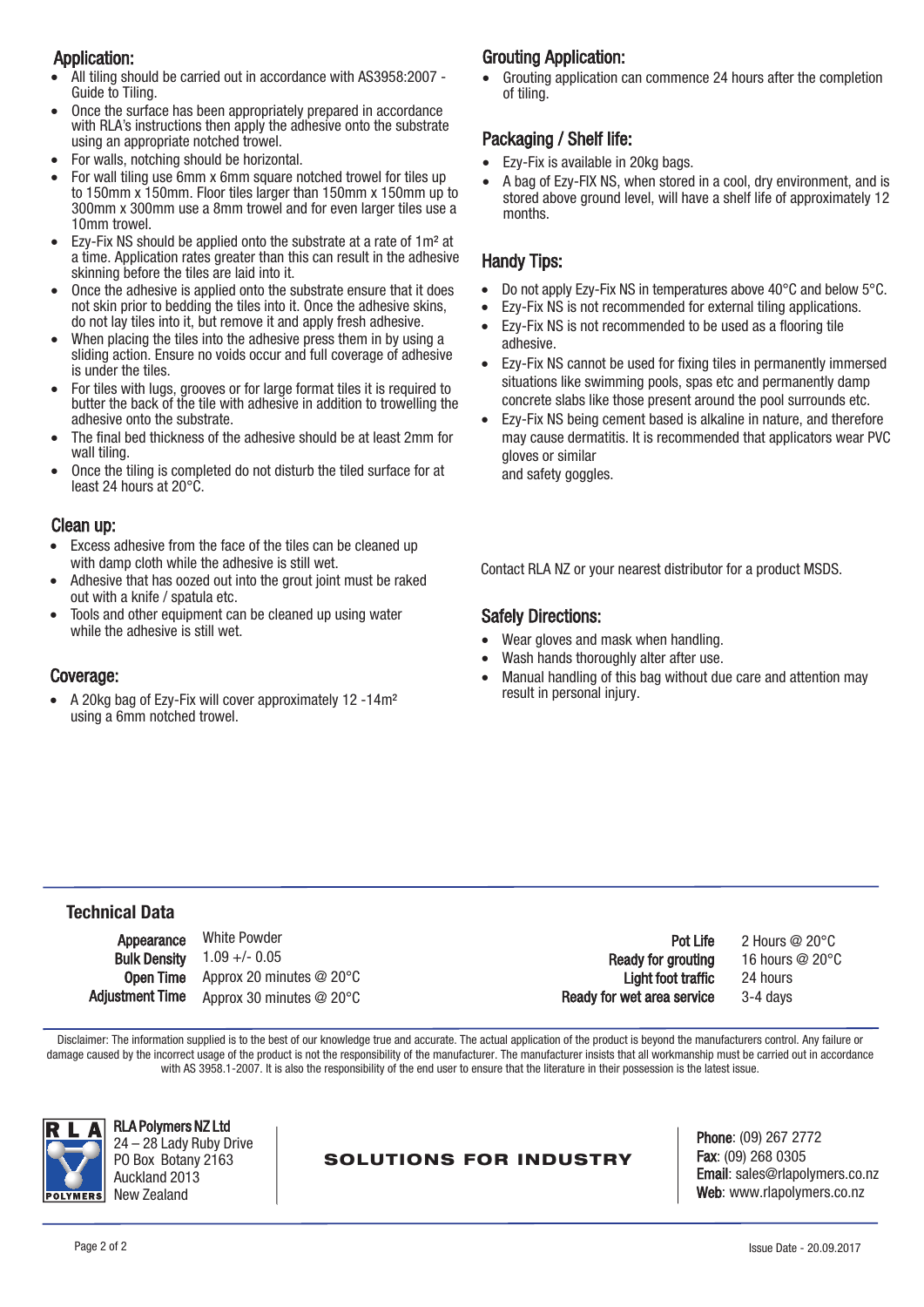## Application:

- All tiling should be carried out in accordance with AS3958:2007 - Guide to Tiling.
- Once the surface has been appropriately prepared in accordance with RLA's instructions then apply the adhesive onto the substrate using an appropriate notched trowel.
- For walls, notching should be horizontal.
- For wall tiling use 6mm x 6mm square notched trowel for tiles up to 150mm x 150mm. Floor tiles larger than 150mm x 150mm up to 300mm x 300mm use a 8mm trowel and for even larger tiles use a 10mm trowel.
- Ezy-Fix NS should be applied onto the substrate at a rate of 1m² at a time. Application rates greater than this can result in the adhesive skinning before the tiles are laid into it.
- Once the adhesive is applied onto the substrate ensure that it does not skin prior to bedding the tiles into it. Once the adhesive skins, do not lay tiles into it, but remove it and apply fresh adhesive.
- When placing the tiles into the adhesive press them in by using a sliding action. Ensure no voids occur and full coverage of adhesive is under the tiles.
- For tiles with lugs, grooves or for large format tiles it is required to butter the back of the tile with adhesive in addition to trowelling the adhesive onto the substrate.
- The final bed thickness of the adhesive should be at least 2mm for wall tiling.
- Once the tiling is completed do not disturb the tiled surface for at least 24 hours at 20°C.

## Clean up:

- Excess adhesive from the face of the tiles can be cleaned up with damp cloth while the adhesive is still wet.
- Adhesive that has oozed out into the grout joint must be raked out with a knife / spatula etc.
- Tools and other equipment can be cleaned up using water while the adhesive is still wet.

## Coverage:

- A 20kg bag of Ezy-Fix will cover approximately 12 -14m² using a 6mm notched trowel.

## Grouting Application:

- Grouting application can commence 24 hours after the completion of tiling.

## Packaging / Shelf life:

- Ezy-Fix is available in 20kg bags.
- A bag of Ezy-FIX NS, when stored in a cool, dry environment, and is stored above ground level, will have a shelf life of approximately 12 months.

## Handy Tips:

- Do not apply Ezy-Fix NS in temperatures above 40°C and below 5°C.
- Ezy-Fix NS is not recommended for external tiling applications.
- Ezy-Fix NS is not recommended to be used as a flooring tile adhesive.
- Ezy-Fix NS cannot be used for fixing tiles in permanently immersed situations like swimming pools, spas etc and permanently damp concrete slabs like those present around the pool surrounds etc.
- Ezy-Fix NS being cement based is alkaline in nature, and therefore may cause dermatitis. It is recommended that applicators wear PVC gloves or similar
  and safety goggles.

Contact RLA NZ or your nearest distributor for a product MSDS.

## Safely Directions:

- Wear gloves and mask when handling.
- Wash hands thoroughly alter after use.
- Manual handling of this bag without due care and attention may result in personal injury.

## Technical Data

| | | | |
|---|---|---|---|
| **Appearance** | White Powder | **Pot Life** | 2 Hours @ 20°C |
| **Bulk Density** | 1.09 +/- 0.05 | **Ready for grouting** | 16 hours @ 20°C |
| **Open Time** | Approx 20 minutes @ 20°C | **Light foot traffic** | 24 hours |
| **Adjustment Time** | Approx 30 minutes @ 20°C | **Ready for wet area service** | 3-4 days |

Disclaimer: The information supplied is to the best of our knowledge true and accurate. The actual application of the product is beyond the manufacturers control. Any failure or damage caused by the incorrect usage of the product is not the responsibility of the manufacturer. The manufacturer insists that all workmanship must be carried out in accordance with AS 3958.1-2007. It is also the responsibility of the end user to ensure that the literature in their possession is the latest issue.

**RLA Polymers NZ Ltd**
24 – 28 Lady Ruby Drive
PO Box Botany 2163
Auckland 2013
New Zealand

**SOLUTIONS FOR INDUSTRY**

**Phone**: (09) 267 2772
**Fax**: (09) 268 0305
**Email**: sales@rlapolymers.co.nz
**Web**: www.rlapolymers.co.nz

Issue Date - 20.09.2017